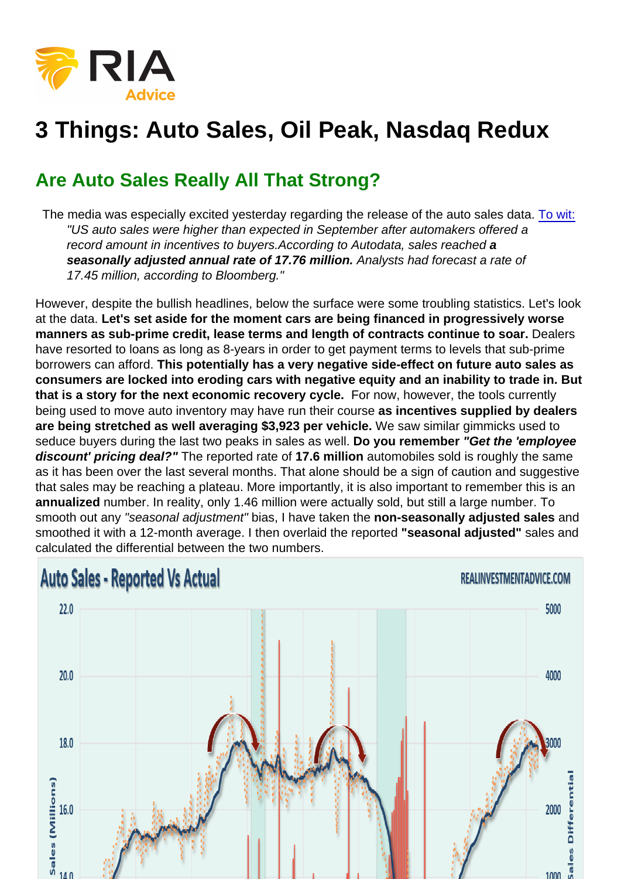# 3 Things: Auto Sales, Oil Peak, Nasdaq Redux

## Are Auto Sales Really All That Strong?

The media was especially excited yesterday regarding the release of the auto sales data. To wit:

> *"US auto sales were higher than expected in September after automakers offered a record amount in incentives to buyers.According to Autodata, sales reached **a seasonally adjusted annual rate of 17.76 million.** Analysts had forecast a rate of 17.45 million, according to Bloomberg."*

However, despite the bullish headlines, below the surface were some troubling statistics. Let's look at the data. **Let's set aside for the moment cars are being financed in progressively worse manners as sub-prime credit, lease terms and length of contracts continue to soar.** Dealers have resorted to loans as long as 8-years in order to get payment terms to levels that sub-prime borrowers can afford. **This potentially has a very negative side-effect on future auto sales as consumers are locked into eroding cars with negative equity and an inability to trade in. But that is a story for the next economic recovery cycle.** For now, however, the tools currently being used to move auto inventory may have run their course **as incentives supplied by dealers are being stretched as well averaging $3,923 per vehicle.** We saw similar gimmicks used to seduce buyers during the last two peaks in sales as well. **Do you remember *"Get the 'employee discount' pricing deal?"*** The reported rate of **17.6 million** automobiles sold is roughly the same as it has been over the last several months. That alone should be a sign of caution and suggestive that sales may be reaching a plateau. More importantly, it is also important to remember this is an **annualized** number. In reality, only 1.46 million were actually sold, but still a large number. To smooth out any *"seasonal adjustment"* bias, I have taken the **non-seasonally adjusted sales** and smoothed it with a 12-month average. I then overlaid the reported **"seasonal adjusted"** sales and calculated the differential between the two numbers.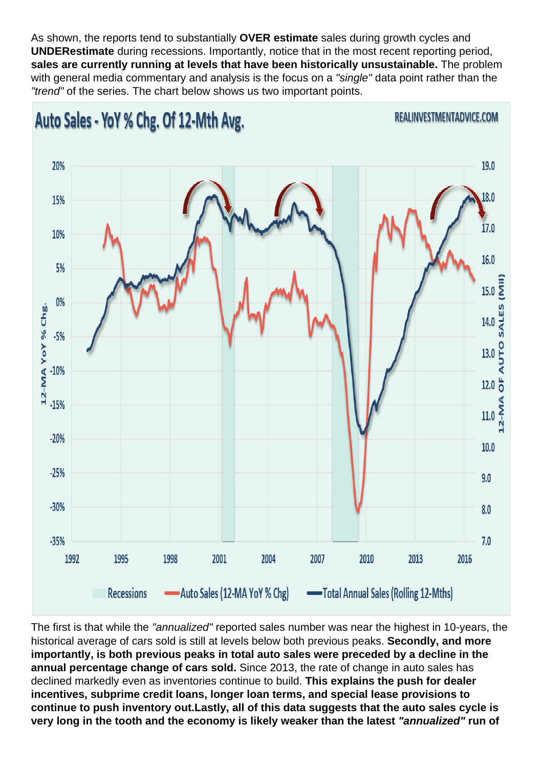As shown, the reports tend to substantially **OVER estimate** sales during growth cycles and **UNDERestimate** during recessions. Importantly, notice that in the most recent reporting period, **sales are currently running at levels that have been historically unsustainable.** The problem with general media commentary and analysis is the focus on a *"single"* data point rather than the *"trend"* of the series. The chart below shows us two important points.

The first is that while the *"annualized"* reported sales number was near the highest in 10-years, the historical average of cars sold is still at levels below both previous peaks. **Secondly, and more importantly, is both previous peaks in total auto sales were preceded by a decline in the annual percentage change of cars sold.** Since 2013, the rate of change in auto sales has declined markedly even as inventories continue to build. **This explains the push for dealer incentives, subprime credit loans, longer loan terms, and special lease provisions to continue to push inventory out.Lastly, all of this data suggests that the auto sales cycle is very long in the tooth and the economy is likely weaker than the latest *"annualized"* run of**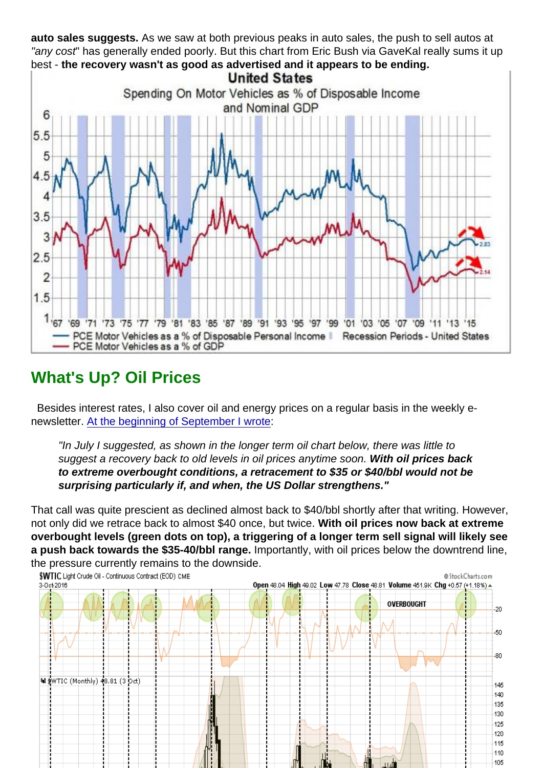**auto sales suggests.** As we saw at both previous peaks in auto sales, the push to sell autos at *"any cost"* has generally ended poorly. But this chart from Eric Bush via GaveKal really sums it up best - **the recovery wasn't as good as advertised and it appears to be ending.**

## What's Up? Oil Prices

Besides interest rates, I also cover oil and energy prices on a regular basis in the weekly e-newsletter. [At the beginning of September I wrote](#):

> *"In July I suggested, as shown in the longer term oil chart below, there was little to suggest a recovery back to old levels in oil prices anytime soon.* ***With oil prices back to extreme overbought conditions, a retracement to $35 or $40/bbl would not be surprising particularly if, and when, the US Dollar strengthens."***

That call was quite prescient as declined almost back to $40/bbl shortly after that writing. However, not only did we retrace back to almost $40 once, but twice. **With oil prices now back at extreme overbought levels (green dots on top), a triggering of a longer term sell signal will likely see a push back towards the $35-40/bbl range.** Importantly, with oil prices below the downtrend line, the pressure currently remains to the downside.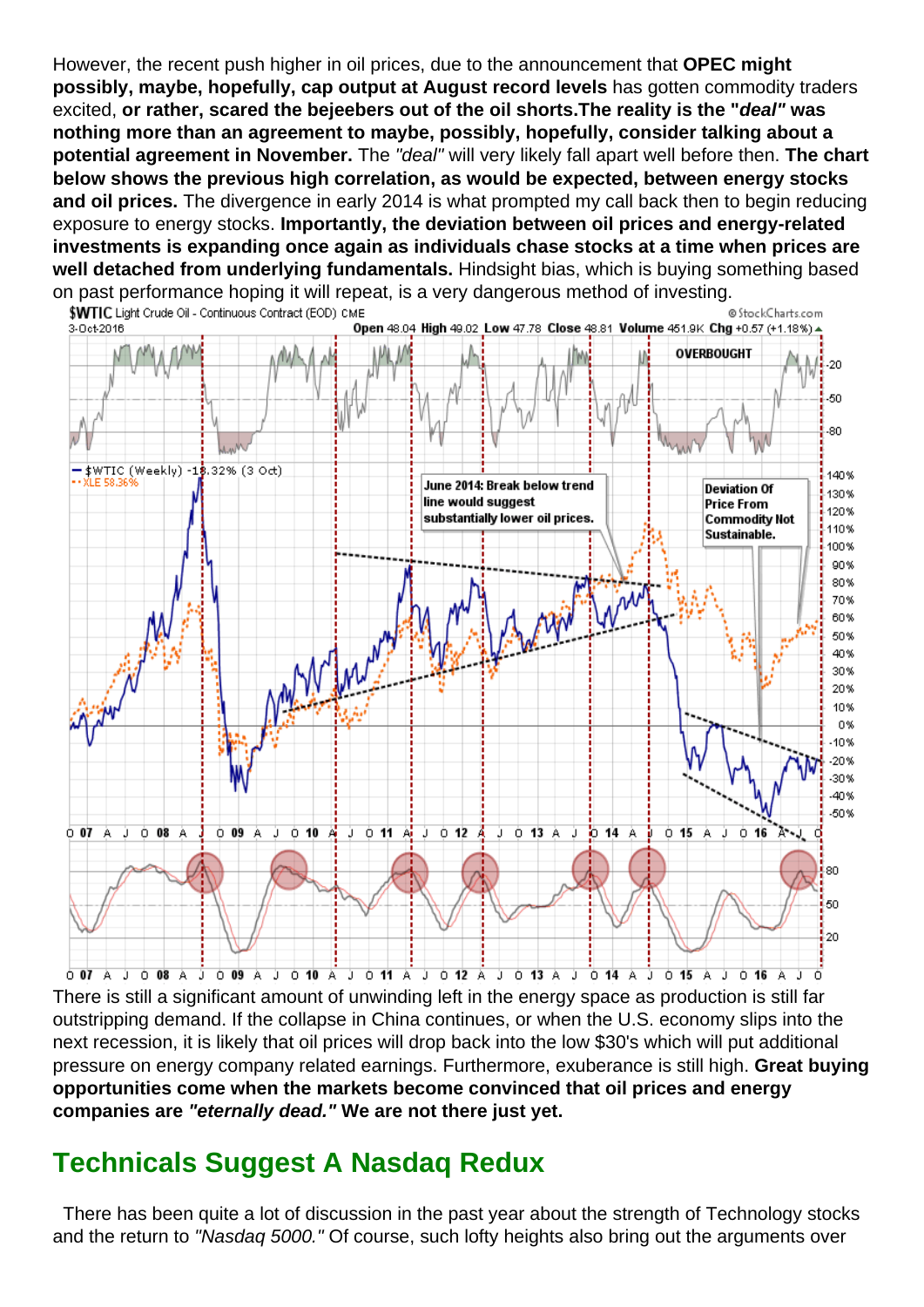However, the recent push higher in oil prices, due to the announcement that **OPEC might possibly, maybe, hopefully, cap output at August record levels** has gotten commodity traders excited, **or rather, scared the bejeebers out of the oil shorts.The reality is the "*deal*" was nothing more than an agreement to maybe, possibly, hopefully, consider talking about a potential agreement in November.** The *"deal"* will very likely fall apart well before then. **The chart below shows the previous high correlation, as would be expected, between energy stocks and oil prices.** The divergence in early 2014 is what prompted my call back then to begin reducing exposure to energy stocks. **Importantly, the deviation between oil prices and energy-related investments is expanding once again as individuals chase stocks at a time when prices are well detached from underlying fundamentals.** Hindsight bias, which is buying something based on past performance hoping it will repeat, is a very dangerous method of investing.

There is still a significant amount of unwinding left in the energy space as production is still far outstripping demand. If the collapse in China continues, or when the U.S. economy slips into the next recession, it is likely that oil prices will drop back into the low $30's which will put additional pressure on energy company related earnings. Furthermore, exuberance is still high. **Great buying opportunities come when the markets become convinced that oil prices and energy companies are *"eternally dead."* We are not there just yet.**

## Technicals Suggest A Nasdaq Redux

There has been quite a lot of discussion in the past year about the strength of Technology stocks and the return to *"Nasdaq 5000."* Of course, such lofty heights also bring out the arguments over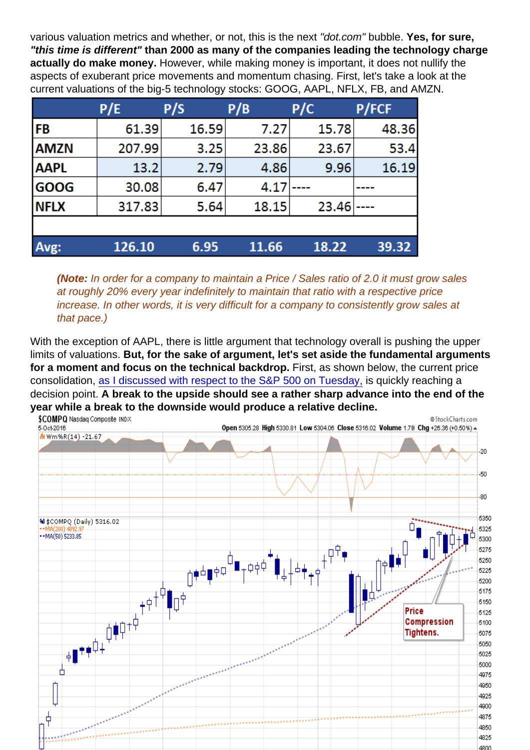various valuation metrics and whether, or not, this is the next *"dot.com"* bubble. **Yes, for sure, *"this time is different"* than 2000 as many of the companies leading the technology charge actually do make money.** However, while making money is important, it does not nullify the aspects of exuberant price movements and momentum chasing. First, let's take a look at the current valuations of the big-5 technology stocks: GOOG, AAPL, NFLX, FB, and AMZN.

| | P/E | P/S | P/B | P/C | P/FCF |
|---|---|---|---|---|---|
| FB | 61.39 | 16.59 | 7.27 | 15.78 | 48.36 |
| AMZN | 207.99 | 3.25 | 23.86 | 23.67 | 53.4 |
| AAPL | 13.2 | 2.79 | 4.86 | 9.96 | 16.19 |
| GOOG | 30.08 | 6.47 | 4.17 | ---- | ---- |
| NFLX | 317.83 | 5.64 | 18.15 | 23.46 | ---- |
| | | | | | |
| Avg: | 126.10 | 6.95 | 11.66 | 18.22 | 39.32 |

> ***(Note:** In order for a company to maintain a Price / Sales ratio of 2.0 it must grow sales at roughly 20% every year indefinitely to maintain that ratio with a respective price increase. In other words, it is very difficult for a company to consistently grow sales at that pace.)*

With the exception of AAPL, there is little argument that technology overall is pushing the upper limits of valuations. **But, for the sake of argument, let's set aside the fundamental arguments for a moment and focus on the technical backdrop.** First, as shown below, the current price consolidation, as I discussed with respect to the S&P 500 on Tuesday, is quickly reaching a decision point. **A break to the upside should see a rather sharp advance into the end of the year while a break to the downside would produce a relative decline.**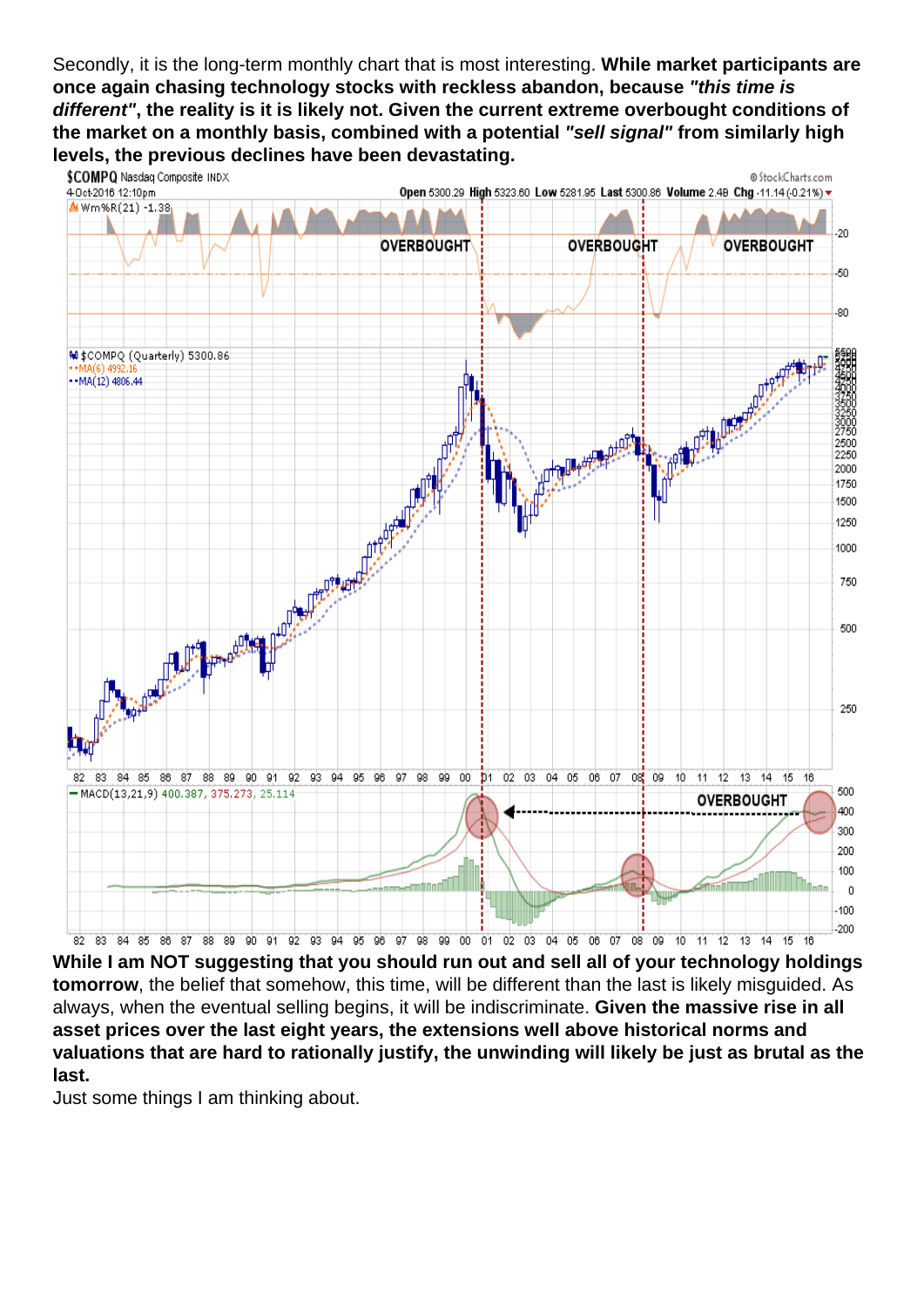Secondly, it is the long-term monthly chart that is most interesting. **While market participants are once again chasing technology stocks with reckless abandon, because *"this time is different"*, the reality is it is likely not. Given the current extreme overbought conditions of the market on a monthly basis, combined with a potential *"sell signal"* from similarly high levels, the previous declines have been devastating.**

$COMPQ Nasdaq Composite INDX
4-Oct-2016 12:10pm
©StockCharts.com
Open 5300.29 High 5323.60 Low 5281.95 Last 5300.86 Volume 2.4B Chg -11.14 (-0.21%)
Wm%R(21) -1.38
OVERBOUGHT
OVERBOUGHT
OVERBOUGHT
$COMPQ (Quarterly) 5300.86
MA(6) 4992.16
MA(12) 4806.44
MACD(13,21,9) 400.387, 375.273, 25.114
OVERBOUGHT

**While I am NOT suggesting that you should run out and sell all of your technology holdings tomorrow**, the belief that somehow, this time, will be different than the last is likely misguided. As always, when the eventual selling begins, it will be indiscriminate. **Given the massive rise in all asset prices over the last eight years, the extensions well above historical norms and valuations that are hard to rationally justify, the unwinding will likely be just as brutal as the last.**

Just some things I am thinking about.